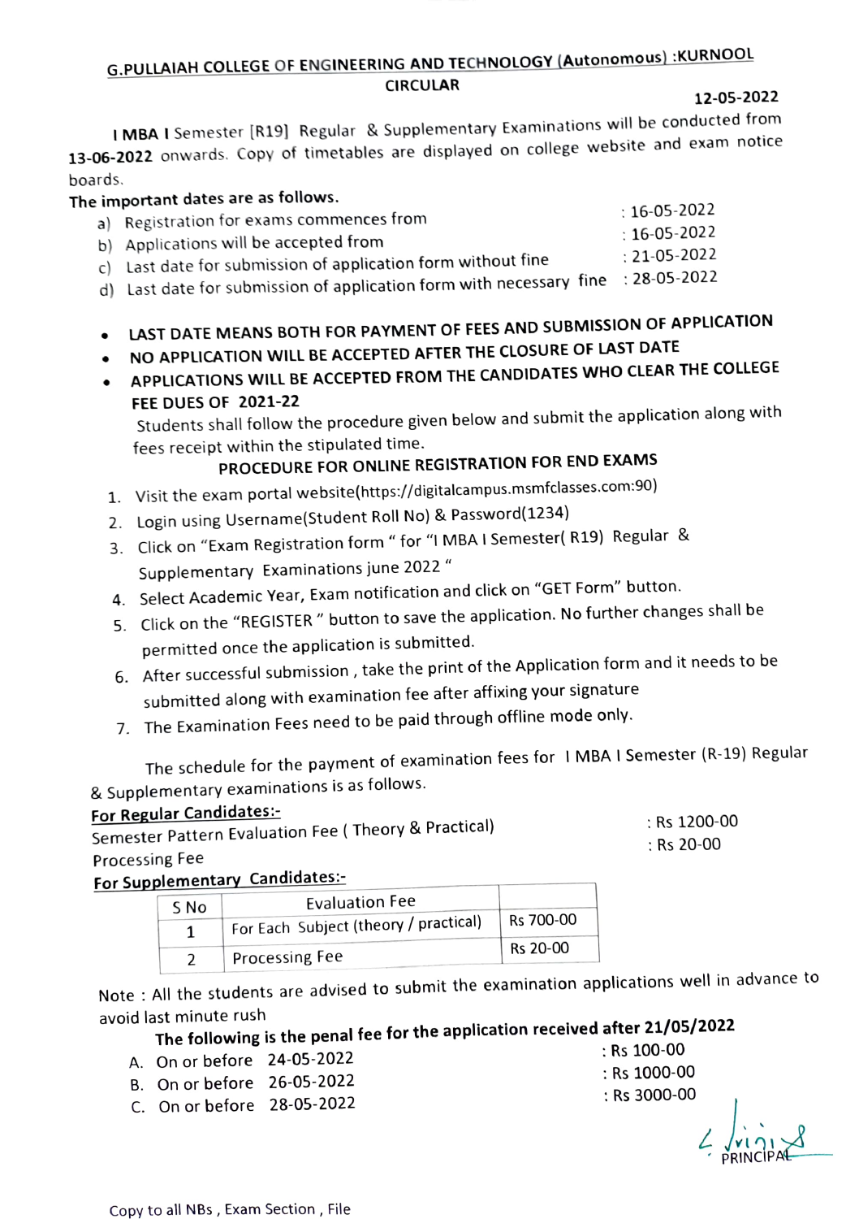## G.PULLAIAH COLLEGE OF ENGINEERING AND TECHNOLOGY (Autonomous) :KURNOOL

### CIRCULAR

12-05-2022

**I MBA I** Semester [R19] Regular & Supplementary Examinations will be conducted from **13-06-2022** onwards. Copy of timetables are displayed on college website and exam notice boards.

**The important dates are as follows.**

a) Registration for exams commences from : 16-05-2022
b) Applications will be accepted from : 16-05-2022
c) Last date for submission of application form without fine : 21-05-2022
d) Last date for submission of application form with necessary fine : 28-05-2022

- **LAST DATE MEANS BOTH FOR PAYMENT OF FEES AND SUBMISSION OF APPLICATION**
- **NO APPLICATION WILL BE ACCEPTED AFTER THE CLOSURE OF LAST DATE**
- **APPLICATIONS WILL BE ACCEPTED FROM THE CANDIDATES WHO CLEAR THE COLLEGE FEE DUES OF 2021-22**

Students shall follow the procedure given below and submit the application along with fees receipt within the stipulated time.

**PROCEDURE FOR ONLINE REGISTRATION FOR END EXAMS**

1. Visit the exam portal website(https://digitalcampus.msmfclasses.com:90)
2. Login using Username(Student Roll No) & Password(1234)
3. Click on "Exam Registration form " for "I MBA I Semester( R19) Regular & Supplementary Examinations june 2022 "
4. Select Academic Year, Exam notification and click on "GET Form" button.
5. Click on the "REGISTER " button to save the application. No further changes shall be permitted once the application is submitted.
6. After successful submission , take the print of the Application form and it needs to be submitted along with examination fee after affixing your signature
7. The Examination Fees need to be paid through offline mode only.

The schedule for the payment of examination fees for I MBA I Semester (R-19) Regular & Supplementary examinations is as follows.

**For Regular Candidates:-**

Semester Pattern Evaluation Fee ( Theory & Practical) : Rs 1200-00
Processing Fee : Rs 20-00

**For Supplementary Candidates:-**

| S No | Evaluation Fee | |
|---|---|---|
| 1 | For Each Subject (theory / practical) | Rs 700-00 |
| 2 | Processing Fee | Rs 20-00 |

Note : All the students are advised to submit the examination applications well in advance to avoid last minute rush

**The following is the penal fee for the application received after 21/05/2022**

A. On or before 24-05-2022 : Rs 100-00
B. On or before 26-05-2022 : Rs 1000-00
C. On or before 28-05-2022 : Rs 3000-00

PRINCIPAL

Copy to all NBs , Exam Section , File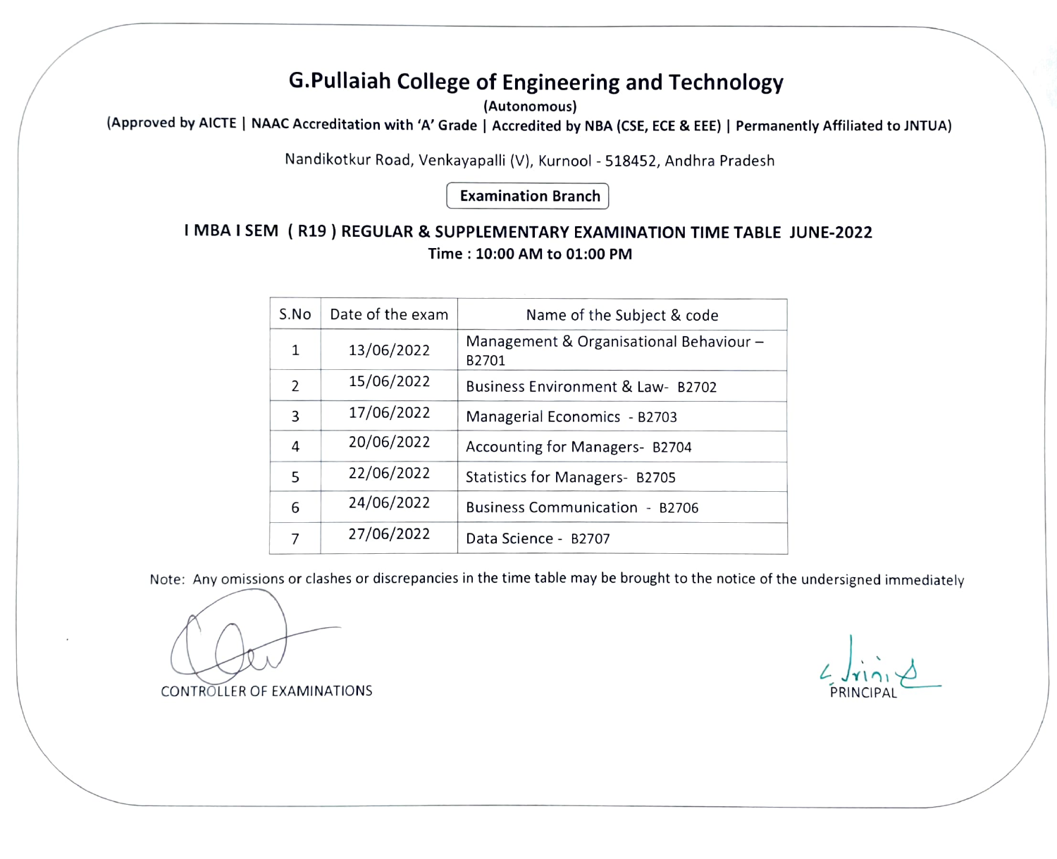# G.Pullaiah College of Engineering and Technology

**(Autonomous)**

**(Approved by AICTE | NAAC Accreditation with 'A' Grade | Accredited by NBA (CSE, ECE & EEE) | Permanently Affiliated to JNTUA)**

Nandikotkur Road, Venkayapalli (V), Kurnool - 518452, Andhra Pradesh

**Examination Branch**

## I MBA I SEM ( R19 ) REGULAR & SUPPLEMENTARY EXAMINATION TIME TABLE JUNE-2022

**Time : 10:00 AM to 01:00 PM**

| S.No | Date of the exam | Name of the Subject & code |
|---|---|---|
| 1 | 13/06/2022 | Management & Organisational Behaviour – B2701 |
| 2 | 15/06/2022 | Business Environment & Law- B2702 |
| 3 | 17/06/2022 | Managerial Economics - B2703 |
| 4 | 20/06/2022 | Accounting for Managers- B2704 |
| 5 | 22/06/2022 | Statistics for Managers- B2705 |
| 6 | 24/06/2022 | Business Communication - B2706 |
| 7 | 27/06/2022 | Data Science - B2707 |

Note: Any omissions or clashes or discrepancies in the time table may be brought to the notice of the undersigned immediately

CONTROLLER OF EXAMINATIONS

PRINCIPAL